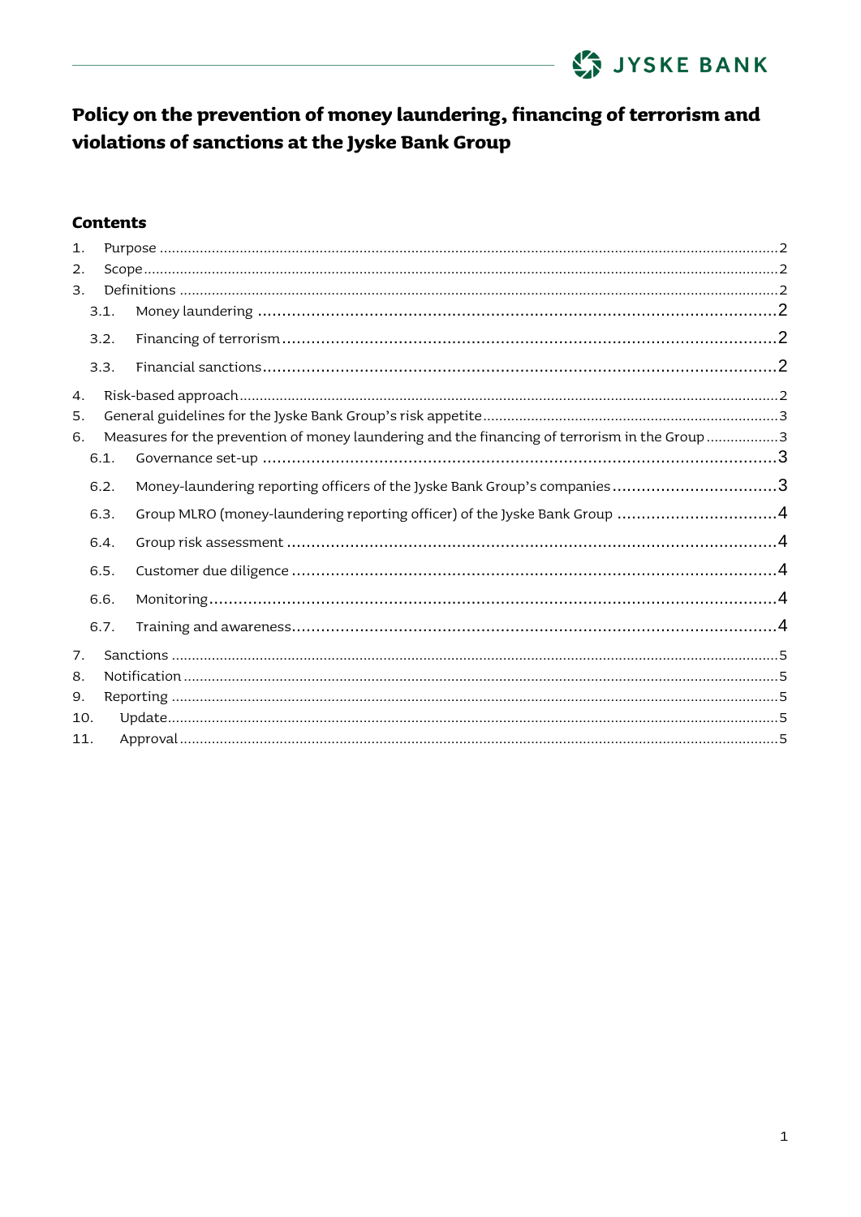# Policy on the prevention of money laundering, financing of terrorism and violations of sanctions at the Jyske Bank Group

## Contents

1. Purpose ........ 2
2. Scope ........ 2
3. Definitions ........ 2
   - 3.1. Money laundering ........ 2
   - 3.2. Financing of terrorism ........ 2
   - 3.3. Financial sanctions ........ 2
4. Risk-based approach ........ 2
5. General guidelines for the Jyske Bank Group's risk appetite ........ 3
6. Measures for the prevention of money laundering and the financing of terrorism in the Group ........ 3
   - 6.1. Governance set-up ........ 3
   - 6.2. Money-laundering reporting officers of the Jyske Bank Group's companies ........ 3
   - 6.3. Group MLRO (money-laundering reporting officer) of the Jyske Bank Group ........ 4
   - 6.4. Group risk assessment ........ 4
   - 6.5. Customer due diligence ........ 4
   - 6.6. Monitoring ........ 4
   - 6.7. Training and awareness ........ 4
7. Sanctions ........ 5
8. Notification ........ 5
9. Reporting ........ 5
10. Update ........ 5
11. Approval ........ 5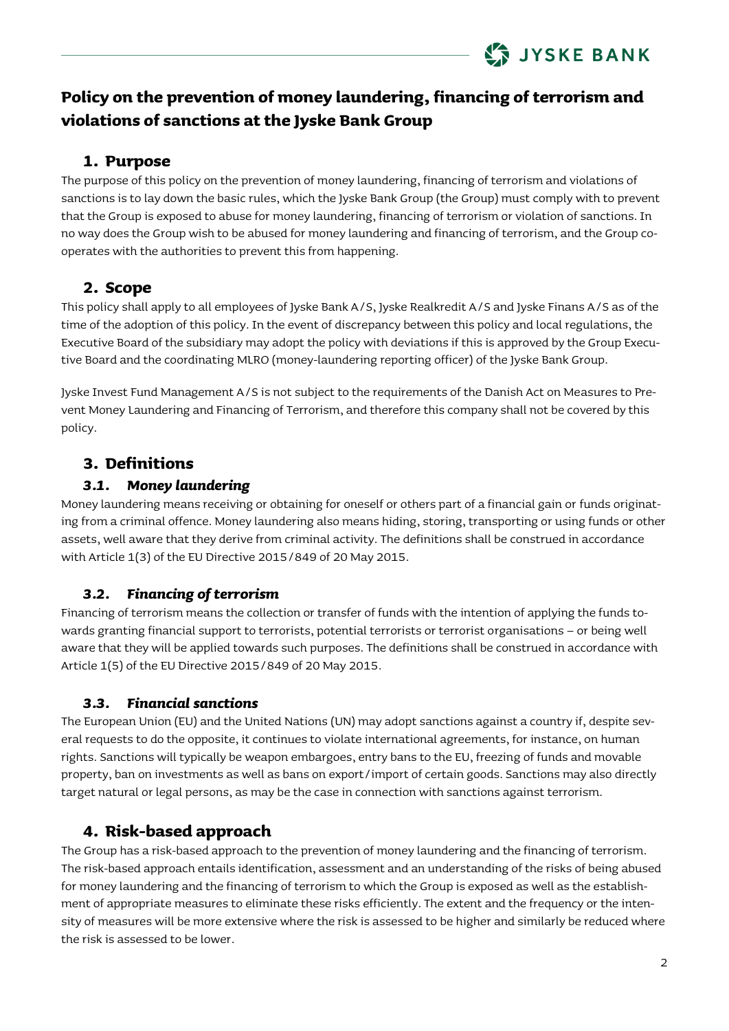# Policy on the prevention of money laundering, financing of terrorism and violations of sanctions at the Jyske Bank Group

## 1. Purpose

The purpose of this policy on the prevention of money laundering, financing of terrorism and violations of sanctions is to lay down the basic rules, which the Jyske Bank Group (the Group) must comply with to prevent that the Group is exposed to abuse for money laundering, financing of terrorism or violation of sanctions. In no way does the Group wish to be abused for money laundering and financing of terrorism, and the Group cooperates with the authorities to prevent this from happening.

## 2. Scope

This policy shall apply to all employees of Jyske Bank A/S, Jyske Realkredit A/S and Jyske Finans A/S as of the time of the adoption of this policy. In the event of discrepancy between this policy and local regulations, the Executive Board of the subsidiary may adopt the policy with deviations if this is approved by the Group Executive Board and the coordinating MLRO (money-laundering reporting officer) of the Jyske Bank Group.

Jyske Invest Fund Management A/S is not subject to the requirements of the Danish Act on Measures to Prevent Money Laundering and Financing of Terrorism, and therefore this company shall not be covered by this policy.

## 3. Definitions

### 3.1. *Money laundering*

Money laundering means receiving or obtaining for oneself or others part of a financial gain or funds originating from a criminal offence. Money laundering also means hiding, storing, transporting or using funds or other assets, well aware that they derive from criminal activity. The definitions shall be construed in accordance with Article 1(3) of the EU Directive 2015/849 of 20 May 2015.

### 3.2. *Financing of terrorism*

Financing of terrorism means the collection or transfer of funds with the intention of applying the funds towards granting financial support to terrorists, potential terrorists or terrorist organisations – or being well aware that they will be applied towards such purposes. The definitions shall be construed in accordance with Article 1(5) of the EU Directive 2015/849 of 20 May 2015.

### 3.3. *Financial sanctions*

The European Union (EU) and the United Nations (UN) may adopt sanctions against a country if, despite several requests to do the opposite, it continues to violate international agreements, for instance, on human rights. Sanctions will typically be weapon embargoes, entry bans to the EU, freezing of funds and movable property, ban on investments as well as bans on export/import of certain goods. Sanctions may also directly target natural or legal persons, as may be the case in connection with sanctions against terrorism.

## 4. Risk-based approach

The Group has a risk-based approach to the prevention of money laundering and the financing of terrorism. The risk-based approach entails identification, assessment and an understanding of the risks of being abused for money laundering and the financing of terrorism to which the Group is exposed as well as the establishment of appropriate measures to eliminate these risks efficiently. The extent and the frequency or the intensity of measures will be more extensive where the risk is assessed to be higher and similarly be reduced where the risk is assessed to be lower.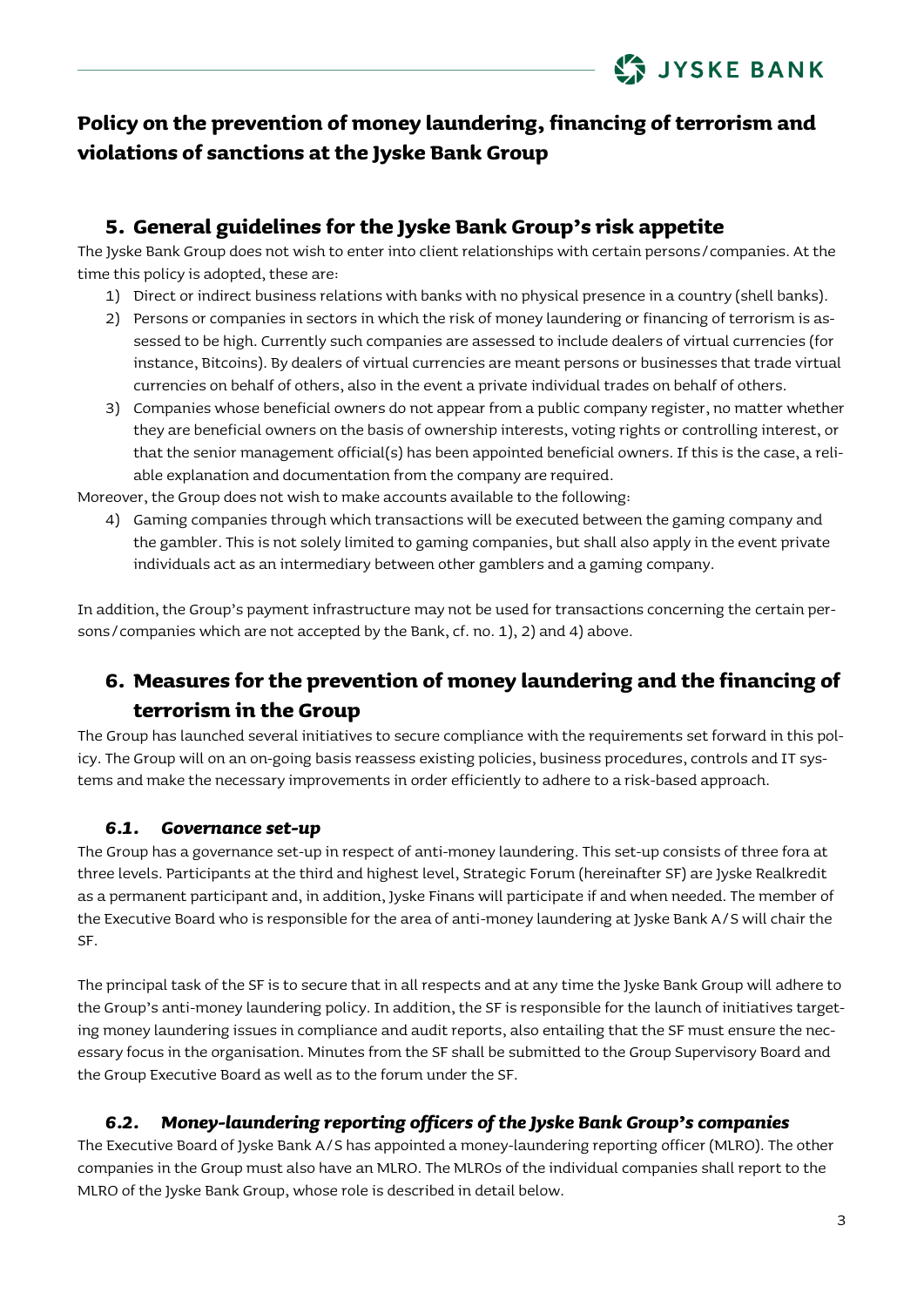# Policy on the prevention of money laundering, financing of terrorism and violations of sanctions at the Jyske Bank Group

## 5. General guidelines for the Jyske Bank Group's risk appetite

The Jyske Bank Group does not wish to enter into client relationships with certain persons/companies. At the time this policy is adopted, these are:

1) Direct or indirect business relations with banks with no physical presence in a country (shell banks).
2) Persons or companies in sectors in which the risk of money laundering or financing of terrorism is assessed to be high. Currently such companies are assessed to include dealers of virtual currencies (for instance, Bitcoins). By dealers of virtual currencies are meant persons or businesses that trade virtual currencies on behalf of others, also in the event a private individual trades on behalf of others.
3) Companies whose beneficial owners do not appear from a public company register, no matter whether they are beneficial owners on the basis of ownership interests, voting rights or controlling interest, or that the senior management official(s) has been appointed beneficial owners. If this is the case, a reliable explanation and documentation from the company are required.

Moreover, the Group does not wish to make accounts available to the following:

4) Gaming companies through which transactions will be executed between the gaming company and the gambler. This is not solely limited to gaming companies, but shall also apply in the event private individuals act as an intermediary between other gamblers and a gaming company.

In addition, the Group's payment infrastructure may not be used for transactions concerning the certain persons/companies which are not accepted by the Bank, cf. no. 1), 2) and 4) above.

## 6. Measures for the prevention of money laundering and the financing of terrorism in the Group

The Group has launched several initiatives to secure compliance with the requirements set forward in this policy. The Group will on an on-going basis reassess existing policies, business procedures, controls and IT systems and make the necessary improvements in order efficiently to adhere to a risk-based approach.

### *6.1. Governance set-up*

The Group has a governance set-up in respect of anti-money laundering. This set-up consists of three fora at three levels. Participants at the third and highest level, Strategic Forum (hereinafter SF) are Jyske Realkredit as a permanent participant and, in addition, Jyske Finans will participate if and when needed. The member of the Executive Board who is responsible for the area of anti-money laundering at Jyske Bank A/S will chair the SF.

The principal task of the SF is to secure that in all respects and at any time the Jyske Bank Group will adhere to the Group's anti-money laundering policy. In addition, the SF is responsible for the launch of initiatives targeting money laundering issues in compliance and audit reports, also entailing that the SF must ensure the necessary focus in the organisation. Minutes from the SF shall be submitted to the Group Supervisory Board and the Group Executive Board as well as to the forum under the SF.

### *6.2. Money-laundering reporting officers of the Jyske Bank Group's companies*

The Executive Board of Jyske Bank A/S has appointed a money-laundering reporting officer (MLRO). The other companies in the Group must also have an MLRO. The MLROs of the individual companies shall report to the MLRO of the Jyske Bank Group, whose role is described in detail below.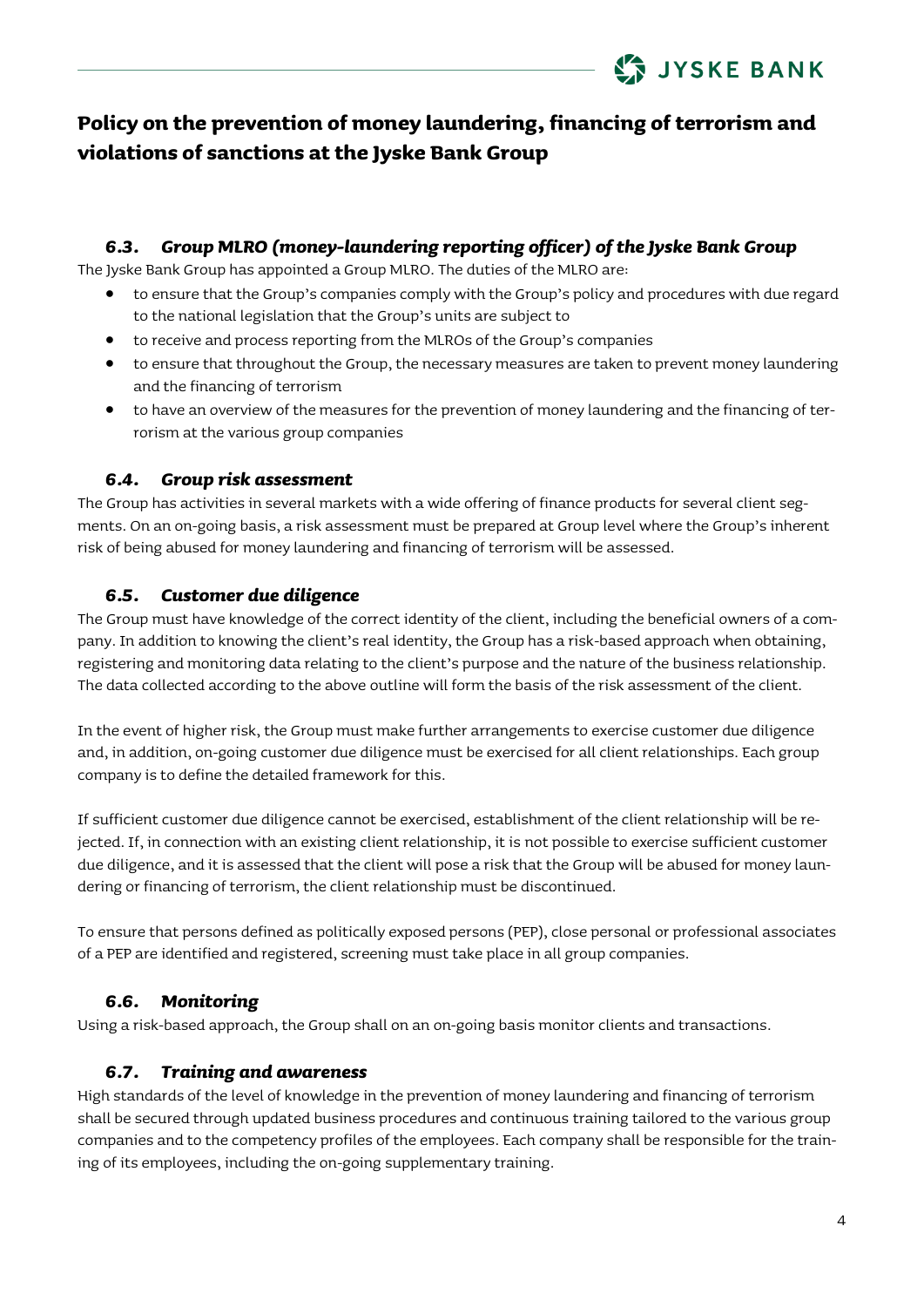# Policy on the prevention of money laundering, financing of terrorism and violations of sanctions at the Jyske Bank Group

### *6.3. Group MLRO (money-laundering reporting officer) of the Jyske Bank Group*

The Jyske Bank Group has appointed a Group MLRO. The duties of the MLRO are:

- to ensure that the Group's companies comply with the Group's policy and procedures with due regard to the national legislation that the Group's units are subject to
- to receive and process reporting from the MLROs of the Group's companies
- to ensure that throughout the Group, the necessary measures are taken to prevent money laundering and the financing of terrorism
- to have an overview of the measures for the prevention of money laundering and the financing of terrorism at the various group companies

### *6.4. Group risk assessment*

The Group has activities in several markets with a wide offering of finance products for several client segments. On an on-going basis, a risk assessment must be prepared at Group level where the Group's inherent risk of being abused for money laundering and financing of terrorism will be assessed.

### *6.5. Customer due diligence*

The Group must have knowledge of the correct identity of the client, including the beneficial owners of a company. In addition to knowing the client's real identity, the Group has a risk-based approach when obtaining, registering and monitoring data relating to the client's purpose and the nature of the business relationship. The data collected according to the above outline will form the basis of the risk assessment of the client.

In the event of higher risk, the Group must make further arrangements to exercise customer due diligence and, in addition, on-going customer due diligence must be exercised for all client relationships. Each group company is to define the detailed framework for this.

If sufficient customer due diligence cannot be exercised, establishment of the client relationship will be rejected. If, in connection with an existing client relationship, it is not possible to exercise sufficient customer due diligence, and it is assessed that the client will pose a risk that the Group will be abused for money laundering or financing of terrorism, the client relationship must be discontinued.

To ensure that persons defined as politically exposed persons (PEP), close personal or professional associates of a PEP are identified and registered, screening must take place in all group companies.

### *6.6. Monitoring*

Using a risk-based approach, the Group shall on an on-going basis monitor clients and transactions.

### *6.7. Training and awareness*

High standards of the level of knowledge in the prevention of money laundering and financing of terrorism shall be secured through updated business procedures and continuous training tailored to the various group companies and to the competency profiles of the employees. Each company shall be responsible for the training of its employees, including the on-going supplementary training.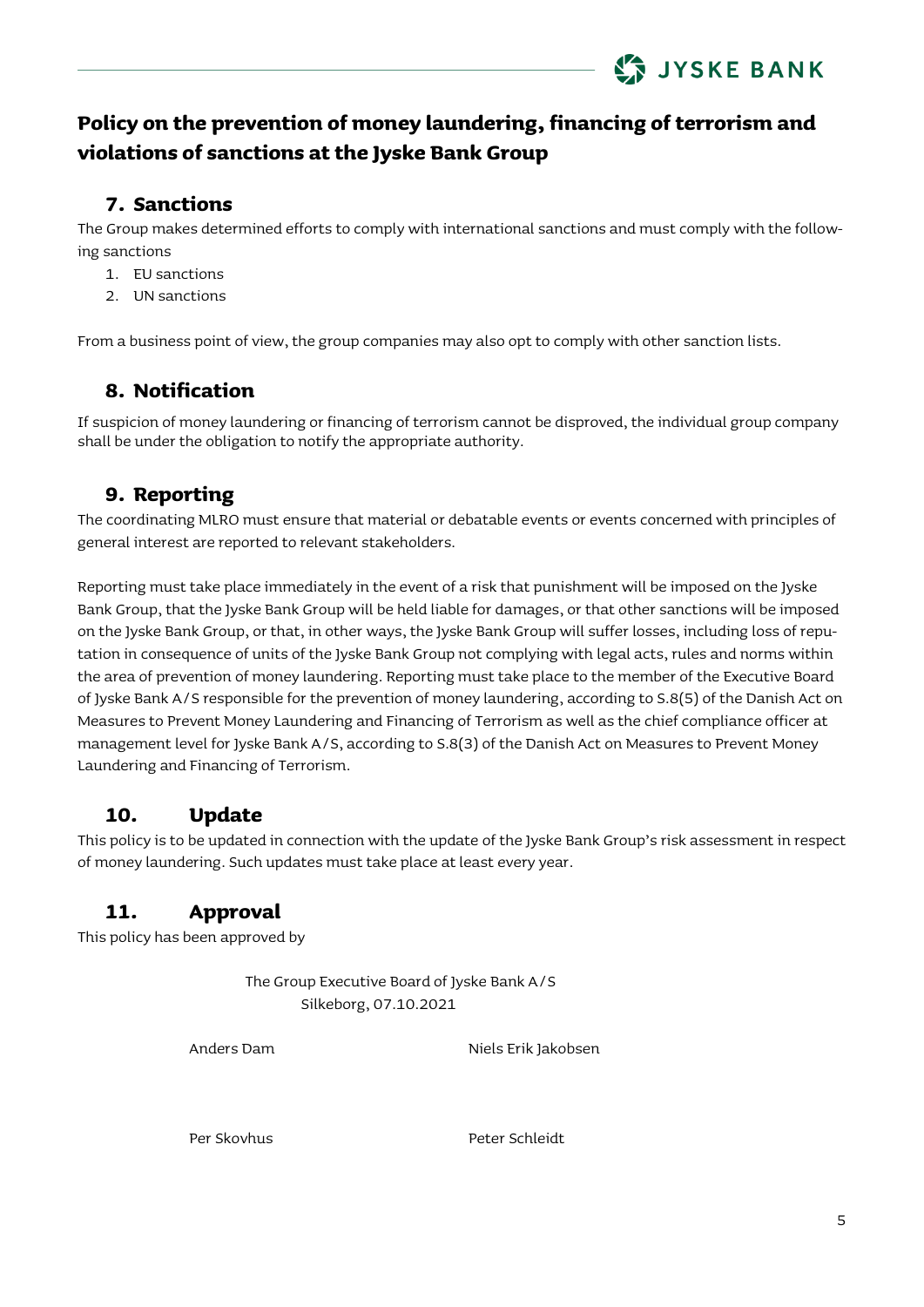# Policy on the prevention of money laundering, financing of terrorism and violations of sanctions at the Jyske Bank Group

## 7. Sanctions

The Group makes determined efforts to comply with international sanctions and must comply with the following sanctions

1. EU sanctions
2. UN sanctions

From a business point of view, the group companies may also opt to comply with other sanction lists.

## 8. Notification

If suspicion of money laundering or financing of terrorism cannot be disproved, the individual group company shall be under the obligation to notify the appropriate authority.

## 9. Reporting

The coordinating MLRO must ensure that material or debatable events or events concerned with principles of general interest are reported to relevant stakeholders.

Reporting must take place immediately in the event of a risk that punishment will be imposed on the Jyske Bank Group, that the Jyske Bank Group will be held liable for damages, or that other sanctions will be imposed on the Jyske Bank Group, or that, in other ways, the Jyske Bank Group will suffer losses, including loss of reputation in consequence of units of the Jyske Bank Group not complying with legal acts, rules and norms within the area of prevention of money laundering. Reporting must take place to the member of the Executive Board of Jyske Bank A/S responsible for the prevention of money laundering, according to S.8(5) of the Danish Act on Measures to Prevent Money Laundering and Financing of Terrorism as well as the chief compliance officer at management level for Jyske Bank A/S, according to S.8(3) of the Danish Act on Measures to Prevent Money Laundering and Financing of Terrorism.

## 10. Update

This policy is to be updated in connection with the update of the Jyske Bank Group's risk assessment in respect of money laundering. Such updates must take place at least every year.

## 11. Approval

This policy has been approved by

The Group Executive Board of Jyske Bank A/S
Silkeborg, 07.10.2021

Anders Dam — Niels Erik Jakobsen

Per Skovhus — Peter Schleidt